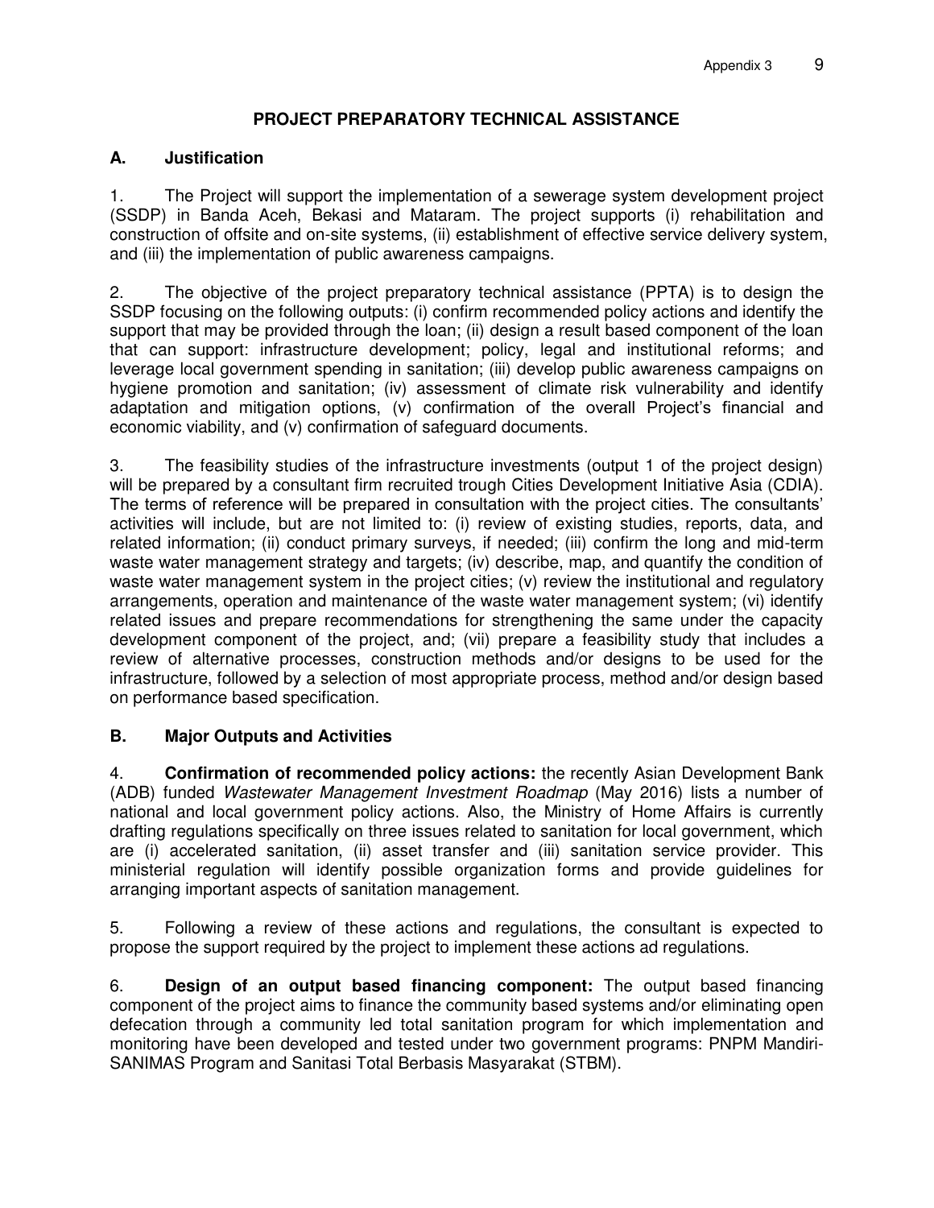# PROJECT PREPARATORY TECHNICAL ASSISTANCE

## A. Justification

1. The Project will support the implementation of a sewerage system development project (SSDP) in Banda Aceh, Bekasi and Mataram. The project supports (i) rehabilitation and construction of offsite and on-site systems, (ii) establishment of effective service delivery system, and (iii) the implementation of public awareness campaigns.

2. The objective of the project preparatory technical assistance (PPTA) is to design the SSDP focusing on the following outputs: (i) confirm recommended policy actions and identify the support that may be provided through the loan; (ii) design a result based component of the loan that can support: infrastructure development; policy, legal and institutional reforms; and leverage local government spending in sanitation; (iii) develop public awareness campaigns on hygiene promotion and sanitation; (iv) assessment of climate risk vulnerability and identify adaptation and mitigation options, (v) confirmation of the overall Project's financial and economic viability, and (v) confirmation of safeguard documents.

3. The feasibility studies of the infrastructure investments (output 1 of the project design) will be prepared by a consultant firm recruited trough Cities Development Initiative Asia (CDIA). The terms of reference will be prepared in consultation with the project cities. The consultants' activities will include, but are not limited to: (i) review of existing studies, reports, data, and related information; (ii) conduct primary surveys, if needed; (iii) confirm the long and mid-term waste water management strategy and targets; (iv) describe, map, and quantify the condition of waste water management system in the project cities; (v) review the institutional and regulatory arrangements, operation and maintenance of the waste water management system; (vi) identify related issues and prepare recommendations for strengthening the same under the capacity development component of the project, and; (vii) prepare a feasibility study that includes a review of alternative processes, construction methods and/or designs to be used for the infrastructure, followed by a selection of most appropriate process, method and/or design based on performance based specification.

## B. Major Outputs and Activities

4. **Confirmation of recommended policy actions:** the recently Asian Development Bank (ADB) funded *Wastewater Management Investment Roadmap* (May 2016) lists a number of national and local government policy actions. Also, the Ministry of Home Affairs is currently drafting regulations specifically on three issues related to sanitation for local government, which are (i) accelerated sanitation, (ii) asset transfer and (iii) sanitation service provider. This ministerial regulation will identify possible organization forms and provide guidelines for arranging important aspects of sanitation management.

5. Following a review of these actions and regulations, the consultant is expected to propose the support required by the project to implement these actions ad regulations.

6. **Design of an output based financing component:** The output based financing component of the project aims to finance the community based systems and/or eliminating open defecation through a community led total sanitation program for which implementation and monitoring have been developed and tested under two government programs: PNPM Mandiri-SANIMAS Program and Sanitasi Total Berbasis Masyarakat (STBM).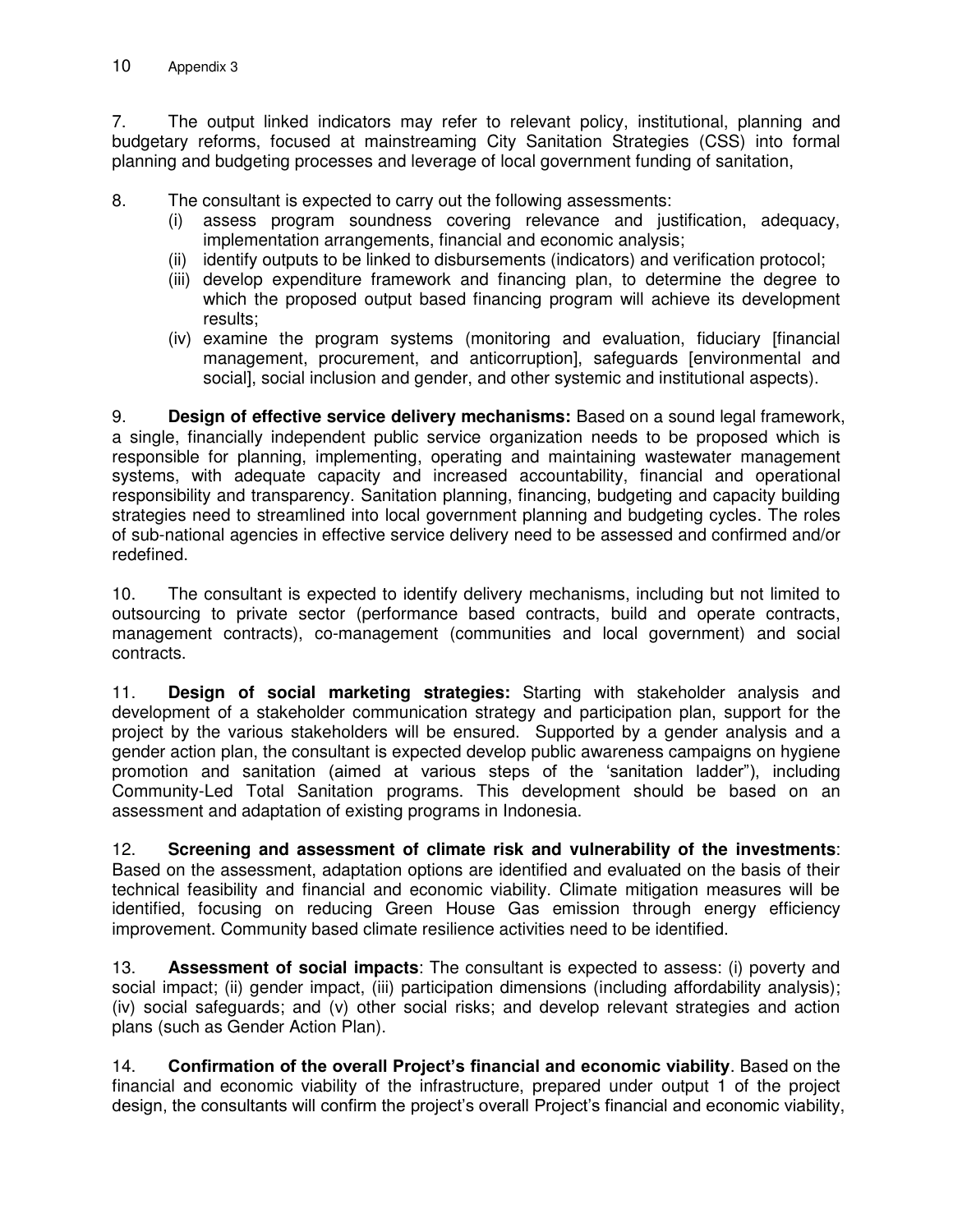7. The output linked indicators may refer to relevant policy, institutional, planning and budgetary reforms, focused at mainstreaming City Sanitation Strategies (CSS) into formal planning and budgeting processes and leverage of local government funding of sanitation,

8. The consultant is expected to carry out the following assessments:
   (i) assess program soundness covering relevance and justification, adequacy, implementation arrangements, financial and economic analysis;
   (ii) identify outputs to be linked to disbursements (indicators) and verification protocol;
   (iii) develop expenditure framework and financing plan, to determine the degree to which the proposed output based financing program will achieve its development results;
   (iv) examine the program systems (monitoring and evaluation, fiduciary [financial management, procurement, and anticorruption], safeguards [environmental and social], social inclusion and gender, and other systemic and institutional aspects).

9. **Design of effective service delivery mechanisms:** Based on a sound legal framework, a single, financially independent public service organization needs to be proposed which is responsible for planning, implementing, operating and maintaining wastewater management systems, with adequate capacity and increased accountability, financial and operational responsibility and transparency. Sanitation planning, financing, budgeting and capacity building strategies need to streamlined into local government planning and budgeting cycles. The roles of sub-national agencies in effective service delivery need to be assessed and confirmed and/or redefined.

10. The consultant is expected to identify delivery mechanisms, including but not limited to outsourcing to private sector (performance based contracts, build and operate contracts, management contracts), co-management (communities and local government) and social contracts.

11. **Design of social marketing strategies:** Starting with stakeholder analysis and development of a stakeholder communication strategy and participation plan, support for the project by the various stakeholders will be ensured. Supported by a gender analysis and a gender action plan, the consultant is expected develop public awareness campaigns on hygiene promotion and sanitation (aimed at various steps of the 'sanitation ladder"), including Community-Led Total Sanitation programs. This development should be based on an assessment and adaptation of existing programs in Indonesia.

12. **Screening and assessment of climate risk and vulnerability of the investments**: Based on the assessment, adaptation options are identified and evaluated on the basis of their technical feasibility and financial and economic viability. Climate mitigation measures will be identified, focusing on reducing Green House Gas emission through energy efficiency improvement. Community based climate resilience activities need to be identified.

13. **Assessment of social impacts**: The consultant is expected to assess: (i) poverty and social impact; (ii) gender impact, (iii) participation dimensions (including affordability analysis); (iv) social safeguards; and (v) other social risks; and develop relevant strategies and action plans (such as Gender Action Plan).

14. **Confirmation of the overall Project's financial and economic viability**. Based on the financial and economic viability of the infrastructure, prepared under output 1 of the project design, the consultants will confirm the project's overall Project's financial and economic viability,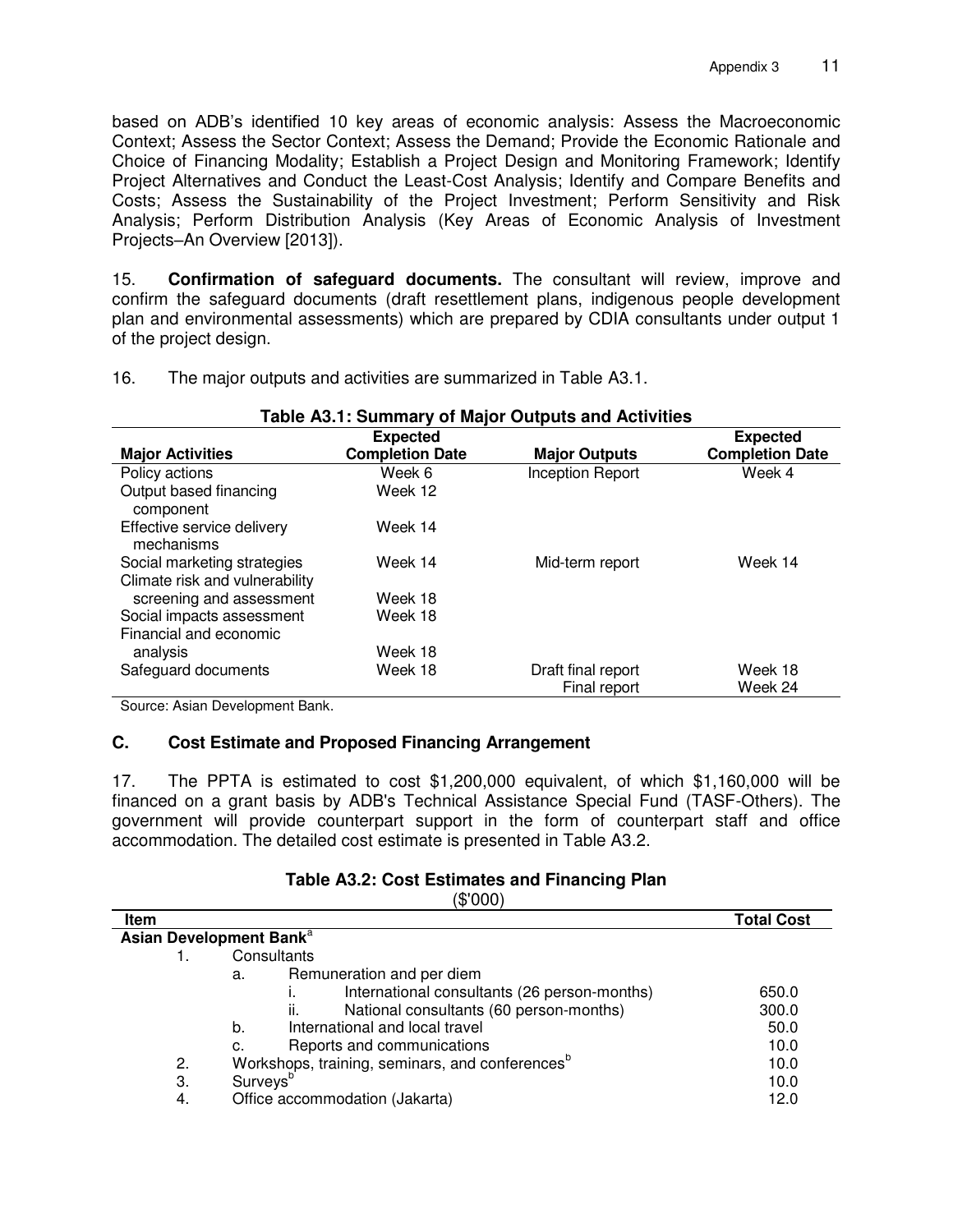based on ADB's identified 10 key areas of economic analysis: Assess the Macroeconomic Context; Assess the Sector Context; Assess the Demand; Provide the Economic Rationale and Choice of Financing Modality; Establish a Project Design and Monitoring Framework; Identify Project Alternatives and Conduct the Least-Cost Analysis; Identify and Compare Benefits and Costs; Assess the Sustainability of the Project Investment; Perform Sensitivity and Risk Analysis; Perform Distribution Analysis (Key Areas of Economic Analysis of Investment Projects–An Overview [2013]).

15. **Confirmation of safeguard documents.** The consultant will review, improve and confirm the safeguard documents (draft resettlement plans, indigenous people development plan and environmental assessments) which are prepared by CDIA consultants under output 1 of the project design.

16. The major outputs and activities are summarized in Table A3.1.

**Table A3.1: Summary of Major Outputs and Activities**

| Major Activities | Expected Completion Date | Major Outputs | Expected Completion Date |
|---|---|---|---|
| Policy actions | Week 6 | Inception Report | Week 4 |
| Output based financing component | Week 12 | | |
| Effective service delivery mechanisms | Week 14 | | |
| Social marketing strategies | Week 14 | Mid-term report | Week 14 |
| Climate risk and vulnerability screening and assessment | Week 18 | | |
| Social impacts assessment | Week 18 | | |
| Financial and economic analysis | Week 18 | | |
| Safeguard documents | Week 18 | Draft final report | Week 18 |
| | | Final report | Week 24 |

Source: Asian Development Bank.

### C. Cost Estimate and Proposed Financing Arrangement

17. The PPTA is estimated to cost $1,200,000 equivalent, of which $1,160,000 will be financed on a grant basis by ADB's Technical Assistance Special Fund (TASF-Others). The government will provide counterpart support in the form of counterpart staff and office accommodation. The detailed cost estimate is presented in Table A3.2.

**Table A3.2: Cost Estimates and Financing Plan**
($'000)

| Item | Total Cost |
|---|---|
| **Asian Development Bank**[a] | |
| 1. Consultants | |
| a. Remuneration and per diem | |
| i. International consultants (26 person-months) | 650.0 |
| ii. National consultants (60 person-months) | 300.0 |
| b. International and local travel | 50.0 |
| c. Reports and communications | 10.0 |
| 2. Workshops, training, seminars, and conferences[b] | 10.0 |
| 3. Surveys[b] | 10.0 |
| 4. Office accommodation (Jakarta) | 12.0 |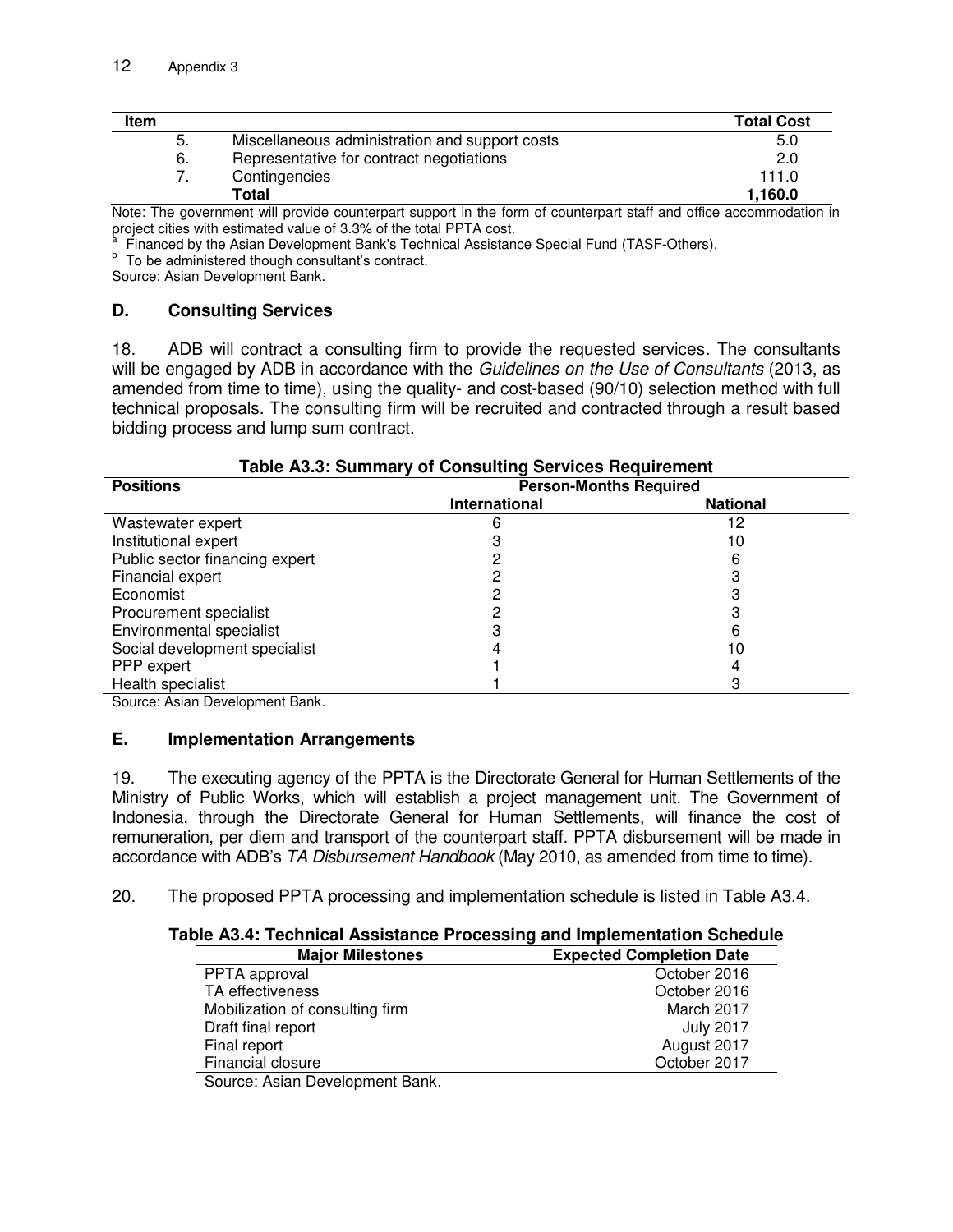| Item | | Total Cost |
|---|---|---|
| 5. | Miscellaneous administration and support costs | 5.0 |
| 6. | Representative for contract negotiations | 2.0 |
| 7. | Contingencies | 111.0 |
| | **Total** | **1,160.0** |

Note: The government will provide counterpart support in the form of counterpart staff and office accommodation in project cities with estimated value of 3.3% of the total PPTA cost.

[a] Financed by the Asian Development Bank's Technical Assistance Special Fund (TASF-Others).

[b] To be administered though consultant's contract.

Source: Asian Development Bank.

## D. Consulting Services

18. ADB will contract a consulting firm to provide the requested services. The consultants will be engaged by ADB in accordance with the *Guidelines on the Use of Consultants* (2013, as amended from time to time), using the quality- and cost-based (90/10) selection method with full technical proposals. The consulting firm will be recruited and contracted through a result based bidding process and lump sum contract.

**Table A3.3: Summary of Consulting Services Requirement**

| Positions | Person-Months Required | |
|---|---|---|
| | **International** | **National** |
| Wastewater expert | 6 | 12 |
| Institutional expert | 3 | 10 |
| Public sector financing expert | 2 | 6 |
| Financial expert | 2 | 3 |
| Economist | 2 | 3 |
| Procurement specialist | 2 | 3 |
| Environmental specialist | 3 | 6 |
| Social development specialist | 4 | 10 |
| PPP expert | 1 | 4 |
| Health specialist | 1 | 3 |

Source: Asian Development Bank.

## E. Implementation Arrangements

19. The executing agency of the PPTA is the Directorate General for Human Settlements of the Ministry of Public Works, which will establish a project management unit. The Government of Indonesia, through the Directorate General for Human Settlements, will finance the cost of remuneration, per diem and transport of the counterpart staff. PPTA disbursement will be made in accordance with ADB's *TA Disbursement Handbook* (May 2010, as amended from time to time).

20. The proposed PPTA processing and implementation schedule is listed in Table A3.4.

**Table A3.4: Technical Assistance Processing and Implementation Schedule**

| Major Milestones | Expected Completion Date |
|---|---|
| PPTA approval | October 2016 |
| TA effectiveness | October 2016 |
| Mobilization of consulting firm | March 2017 |
| Draft final report | July 2017 |
| Final report | August 2017 |
| Financial closure | October 2017 |

Source: Asian Development Bank.